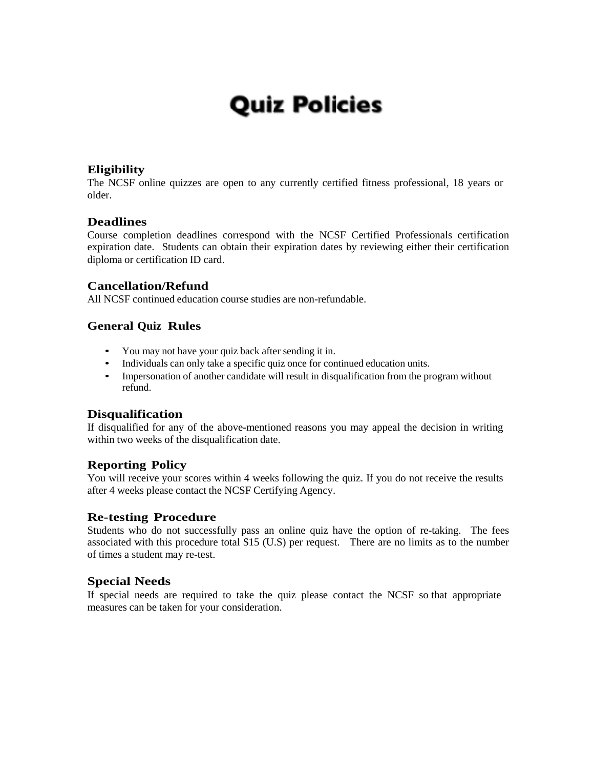# Quiz Policies

### Eligibility

The NCSF online quizzes are open to any currently certified fitness professional, 18 years or older.

### Deadlines

Course completion deadlines correspond with the NCSF Certified Professionals certification expiration date. Students can obtain their expiration dates by reviewing either their certification diploma or certification ID card.

### Cancellation/Refund

All NCSF continued education course studies are non-refundable.

### General Quiz Rules

- You may not have your quiz back after sending it in.
- Individuals can only take a specific quiz once for continued education units.
- Impersonation of another candidate will result in disqualification from the program without refund.

### Disqualification

If disqualified for any of the above-mentioned reasons you may appeal the decision in writing within two weeks of the disqualification date.

### Reporting Policy

You will receive your scores within 4 weeks following the quiz. If you do not receive the results after 4 weeks please contact the NCSF Certifying Agency.

### Re-testing Procedure

Students who do not successfully pass an online quiz have the option of re-taking. The fees associated with this procedure total $15 (U.S) per request. There are no limits as to the number of times a student may re-test.

### Special Needs

If special needs are required to take the quiz please contact the NCSF so that appropriate measures can be taken for your consideration.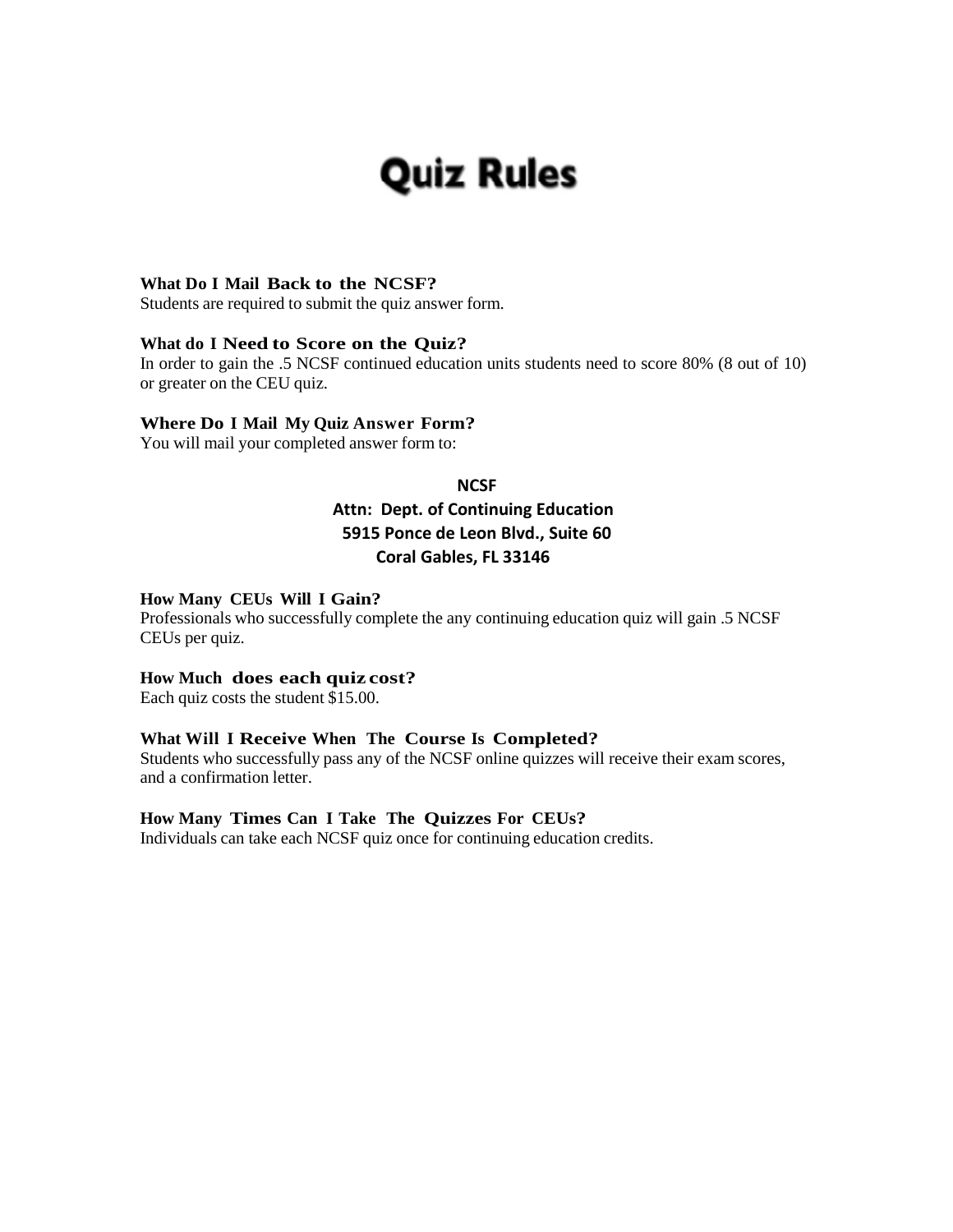# Quiz Rules

**What Do I Mail Back to the NCSF?**
Students are required to submit the quiz answer form.

**What do I Need to Score on the Quiz?**
In order to gain the .5 NCSF continued education units students need to score 80% (8 out of 10) or greater on the CEU quiz.

**Where Do I Mail My Quiz Answer Form?**
You will mail your completed answer form to:

**NCSF**
**Attn: Dept. of Continuing Education**
**5915 Ponce de Leon Blvd., Suite 60**
**Coral Gables, FL 33146**

**How Many CEUs Will I Gain?**
Professionals who successfully complete the any continuing education quiz will gain .5 NCSF CEUs per quiz.

**How Much does each quiz cost?**
Each quiz costs the student $15.00.

**What Will I Receive When The Course Is Completed?**
Students who successfully pass any of the NCSF online quizzes will receive their exam scores, and a confirmation letter.

**How Many Times Can I Take The Quizzes For CEUs?**
Individuals can take each NCSF quiz once for continuing education credits.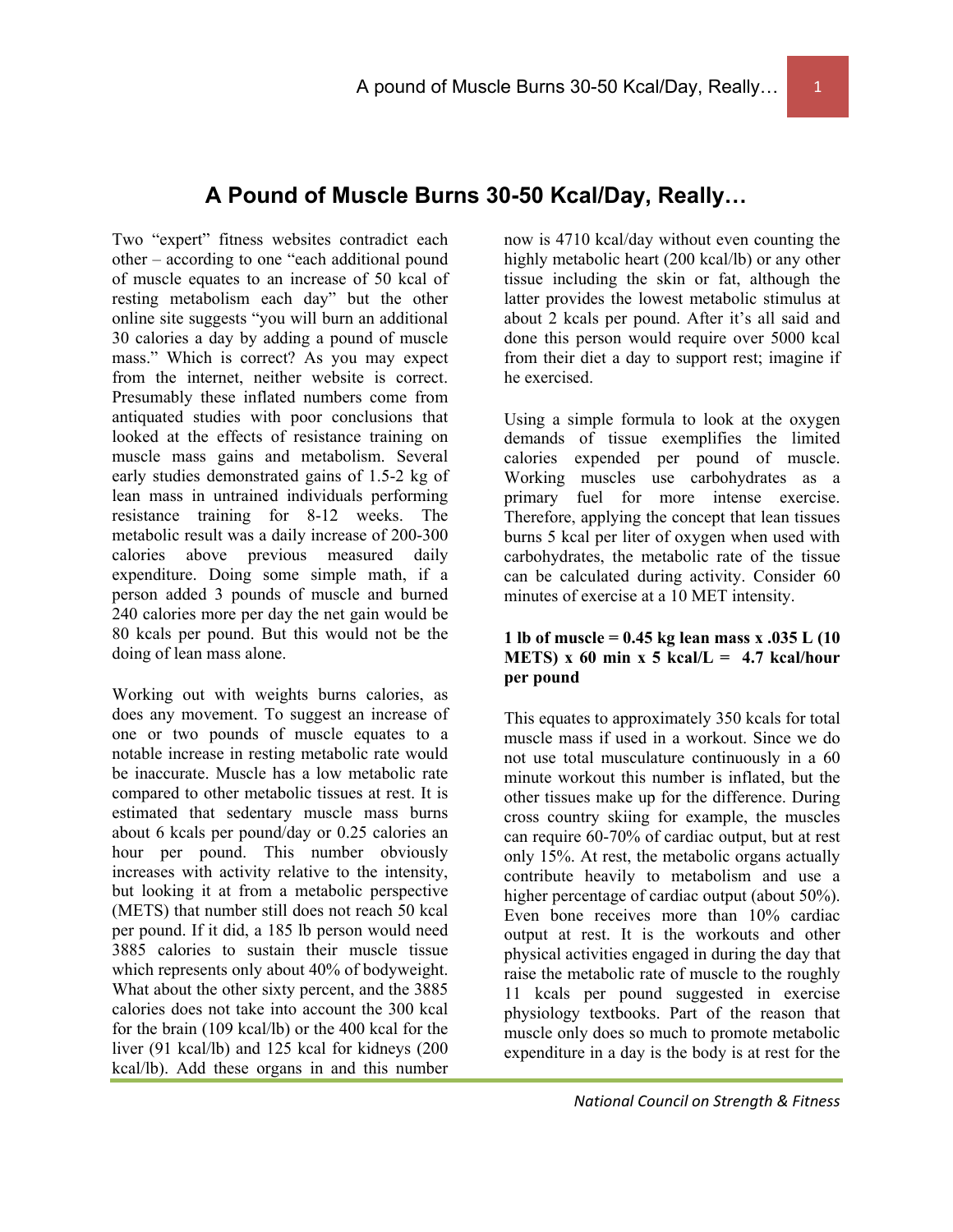# A Pound of Muscle Burns 30-50 Kcal/Day, Really…

Two "expert" fitness websites contradict each other – according to one "each additional pound of muscle equates to an increase of 50 kcal of resting metabolism each day" but the other online site suggests "you will burn an additional 30 calories a day by adding a pound of muscle mass." Which is correct? As you may expect from the internet, neither website is correct. Presumably these inflated numbers come from antiquated studies with poor conclusions that looked at the effects of resistance training on muscle mass gains and metabolism. Several early studies demonstrated gains of 1.5-2 kg of lean mass in untrained individuals performing resistance training for 8-12 weeks. The metabolic result was a daily increase of 200-300 calories above previous measured daily expenditure. Doing some simple math, if a person added 3 pounds of muscle and burned 240 calories more per day the net gain would be 80 kcals per pound. But this would not be the doing of lean mass alone.

Working out with weights burns calories, as does any movement. To suggest an increase of one or two pounds of muscle equates to a notable increase in resting metabolic rate would be inaccurate. Muscle has a low metabolic rate compared to other metabolic tissues at rest. It is estimated that sedentary muscle mass burns about 6 kcals per pound/day or 0.25 calories an hour per pound. This number obviously increases with activity relative to the intensity, but looking it at from a metabolic perspective (METS) that number still does not reach 50 kcal per pound. If it did, a 185 lb person would need 3885 calories to sustain their muscle tissue which represents only about 40% of bodyweight. What about the other sixty percent, and the 3885 calories does not take into account the 300 kcal for the brain (109 kcal/lb) or the 400 kcal for the liver (91 kcal/lb) and 125 kcal for kidneys (200 kcal/lb). Add these organs in and this number now is 4710 kcal/day without even counting the highly metabolic heart (200 kcal/lb) or any other tissue including the skin or fat, although the latter provides the lowest metabolic stimulus at about 2 kcals per pound. After it's all said and done this person would require over 5000 kcal from their diet a day to support rest; imagine if he exercised.

Using a simple formula to look at the oxygen demands of tissue exemplifies the limited calories expended per pound of muscle. Working muscles use carbohydrates as a primary fuel for more intense exercise. Therefore, applying the concept that lean tissues burns 5 kcal per liter of oxygen when used with carbohydrates, the metabolic rate of the tissue can be calculated during activity. Consider 60 minutes of exercise at a 10 MET intensity.

**1 lb of muscle = 0.45 kg lean mass x .035 L (10 METS) x 60 min x 5 kcal/L = 4.7 kcal/hour per pound**

This equates to approximately 350 kcals for total muscle mass if used in a workout. Since we do not use total musculature continuously in a 60 minute workout this number is inflated, but the other tissues make up for the difference. During cross country skiing for example, the muscles can require 60-70% of cardiac output, but at rest only 15%. At rest, the metabolic organs actually contribute heavily to metabolism and use a higher percentage of cardiac output (about 50%). Even bone receives more than 10% cardiac output at rest. It is the workouts and other physical activities engaged in during the day that raise the metabolic rate of muscle to the roughly 11 kcals per pound suggested in exercise physiology textbooks. Part of the reason that muscle only does so much to promote metabolic expenditure in a day is the body is at rest for the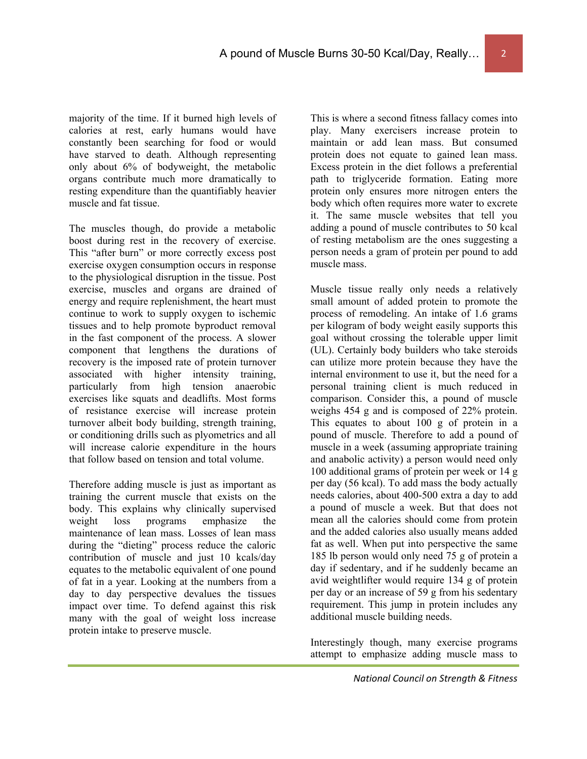majority of the time. If it burned high levels of calories at rest, early humans would have constantly been searching for food or would have starved to death. Although representing only about 6% of bodyweight, the metabolic organs contribute much more dramatically to resting expenditure than the quantifiably heavier muscle and fat tissue.

The muscles though, do provide a metabolic boost during rest in the recovery of exercise. This "after burn" or more correctly excess post exercise oxygen consumption occurs in response to the physiological disruption in the tissue. Post exercise, muscles and organs are drained of energy and require replenishment, the heart must continue to work to supply oxygen to ischemic tissues and to help promote byproduct removal in the fast component of the process. A slower component that lengthens the durations of recovery is the imposed rate of protein turnover associated with higher intensity training, particularly from high tension anaerobic exercises like squats and deadlifts. Most forms of resistance exercise will increase protein turnover albeit body building, strength training, or conditioning drills such as plyometrics and all will increase calorie expenditure in the hours that follow based on tension and total volume.

Therefore adding muscle is just as important as training the current muscle that exists on the body. This explains why clinically supervised weight loss programs emphasize the maintenance of lean mass. Losses of lean mass during the "dieting" process reduce the caloric contribution of muscle and just 10 kcals/day equates to the metabolic equivalent of one pound of fat in a year. Looking at the numbers from a day to day perspective devalues the tissues impact over time. To defend against this risk many with the goal of weight loss increase protein intake to preserve muscle.

This is where a second fitness fallacy comes into play. Many exercisers increase protein to maintain or add lean mass. But consumed protein does not equate to gained lean mass. Excess protein in the diet follows a preferential path to triglyceride formation. Eating more protein only ensures more nitrogen enters the body which often requires more water to excrete it. The same muscle websites that tell you adding a pound of muscle contributes to 50 kcal of resting metabolism are the ones suggesting a person needs a gram of protein per pound to add muscle mass.

Muscle tissue really only needs a relatively small amount of added protein to promote the process of remodeling. An intake of 1.6 grams per kilogram of body weight easily supports this goal without crossing the tolerable upper limit (UL). Certainly body builders who take steroids can utilize more protein because they have the internal environment to use it, but the need for a personal training client is much reduced in comparison. Consider this, a pound of muscle weighs 454 g and is composed of 22% protein. This equates to about 100 g of protein in a pound of muscle. Therefore to add a pound of muscle in a week (assuming appropriate training and anabolic activity) a person would need only 100 additional grams of protein per week or 14 g per day (56 kcal). To add mass the body actually needs calories, about 400-500 extra a day to add a pound of muscle a week. But that does not mean all the calories should come from protein and the added calories also usually means added fat as well. When put into perspective the same 185 lb person would only need 75 g of protein a day if sedentary, and if he suddenly became an avid weightlifter would require 134 g of protein per day or an increase of 59 g from his sedentary requirement. This jump in protein includes any additional muscle building needs.

Interestingly though, many exercise programs attempt to emphasize adding muscle mass to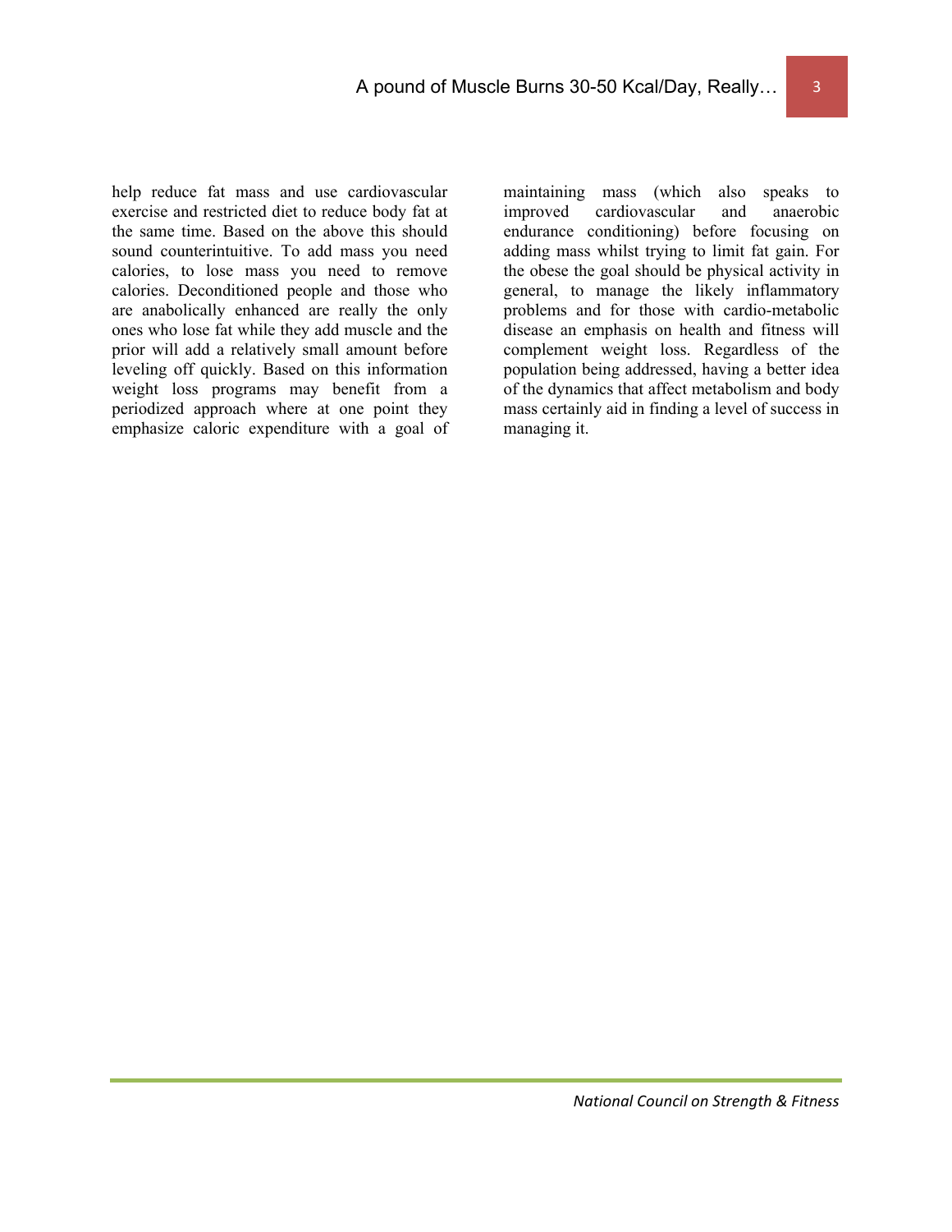help reduce fat mass and use cardiovascular exercise and restricted diet to reduce body fat at the same time. Based on the above this should sound counterintuitive. To add mass you need calories, to lose mass you need to remove calories. Deconditioned people and those who are anabolically enhanced are really the only ones who lose fat while they add muscle and the prior will add a relatively small amount before leveling off quickly. Based on this information weight loss programs may benefit from a periodized approach where at one point they emphasize caloric expenditure with a goal of maintaining mass (which also speaks to improved cardiovascular and anaerobic endurance conditioning) before focusing on adding mass whilst trying to limit fat gain. For the obese the goal should be physical activity in general, to manage the likely inflammatory problems and for those with cardio-metabolic disease an emphasis on health and fitness will complement weight loss. Regardless of the population being addressed, having a better idea of the dynamics that affect metabolism and body mass certainly aid in finding a level of success in managing it.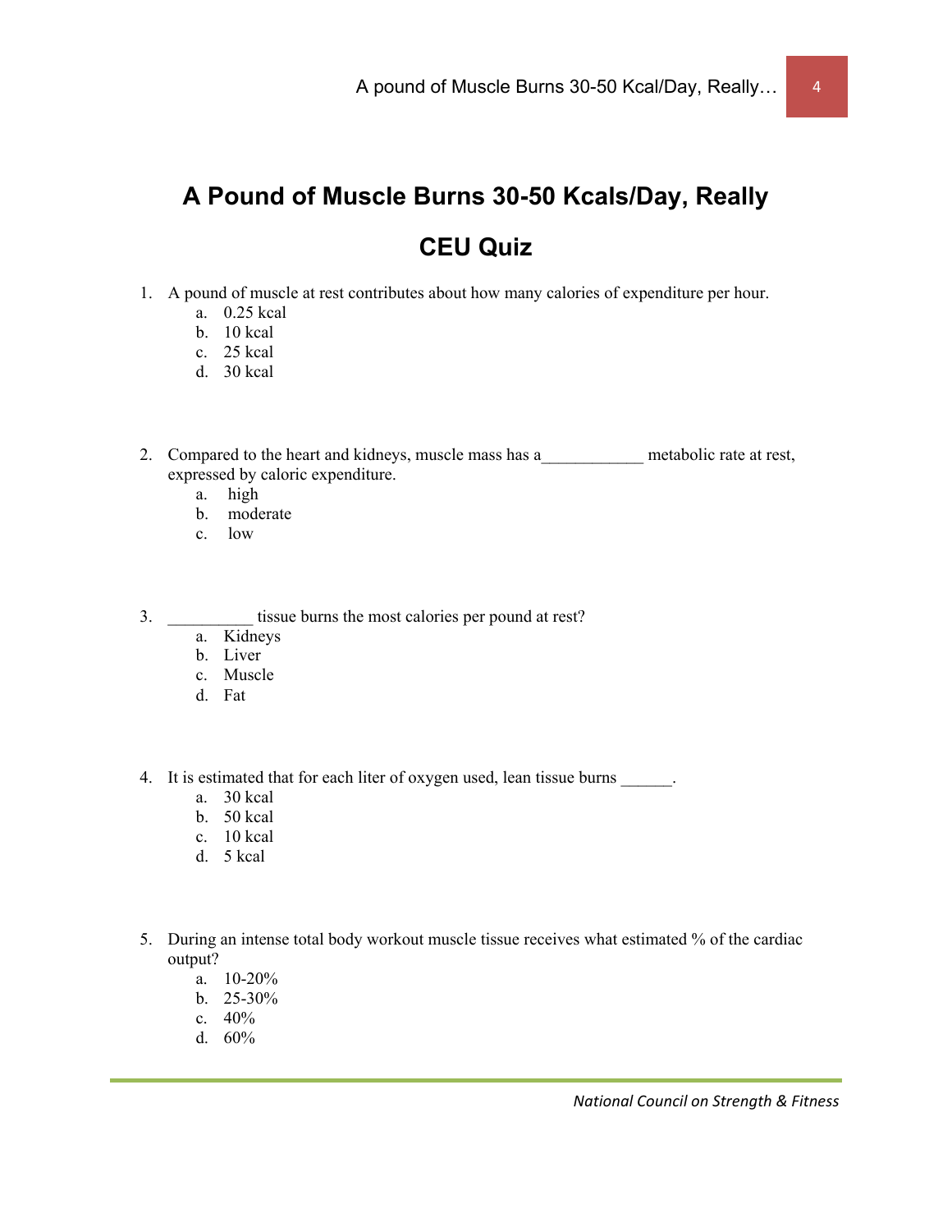# A Pound of Muscle Burns 30-50 Kcals/Day, Really

## CEU Quiz

1. A pound of muscle at rest contributes about how many calories of expenditure per hour.
    a. 0.25 kcal
    b. 10 kcal
    c. 25 kcal
    d. 30 kcal

2. Compared to the heart and kidneys, muscle mass has a____________ metabolic rate at rest, expressed by caloric expenditure.
    a. high
    b. moderate
    c. low

3. __________ tissue burns the most calories per pound at rest?
    a. Kidneys
    b. Liver
    c. Muscle
    d. Fat

4. It is estimated that for each liter of oxygen used, lean tissue burns ______.
    a. 30 kcal
    b. 50 kcal
    c. 10 kcal
    d. 5 kcal

5. During an intense total body workout muscle tissue receives what estimated % of the cardiac output?
    a. 10-20%
    b. 25-30%
    c. 40%
    d. 60%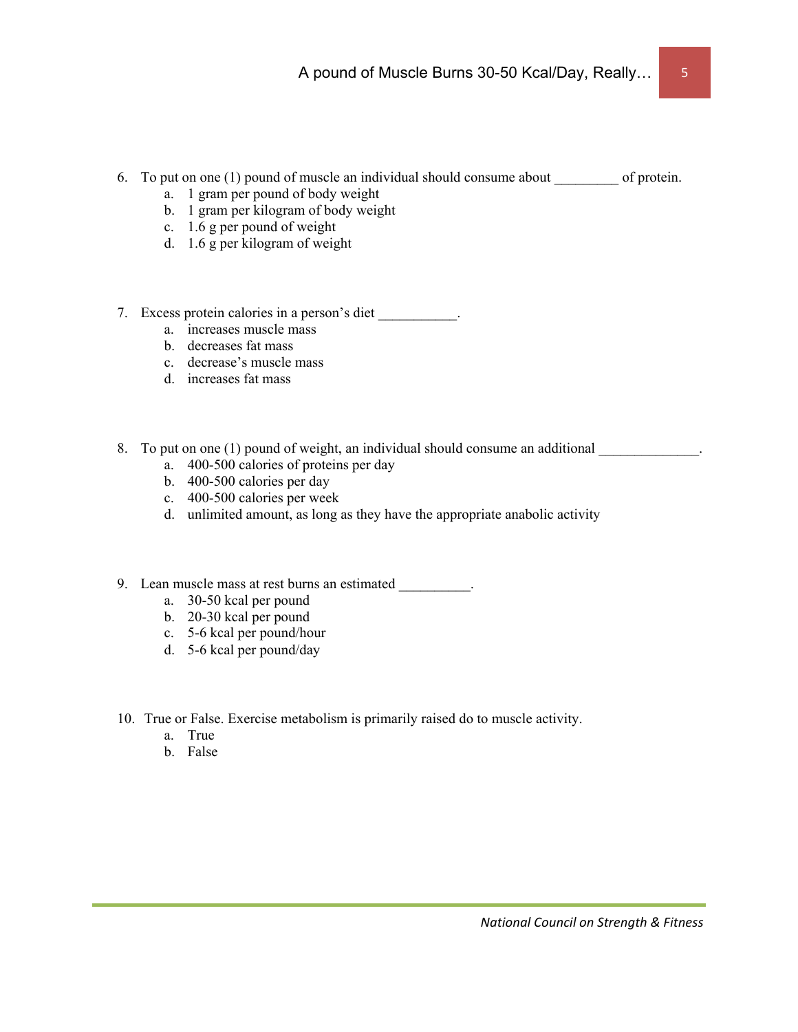6. To put on one (1) pound of muscle an individual should consume about _________ of protein.
   a. 1 gram per pound of body weight
   b. 1 gram per kilogram of body weight
   c. 1.6 g per pound of weight
   d. 1.6 g per kilogram of weight

7. Excess protein calories in a person's diet ___________.
   a. increases muscle mass
   b. decreases fat mass
   c. decrease's muscle mass
   d. increases fat mass

8. To put on one (1) pound of weight, an individual should consume an additional ______________.
   a. 400-500 calories of proteins per day
   b. 400-500 calories per day
   c. 400-500 calories per week
   d. unlimited amount, as long as they have the appropriate anabolic activity

9. Lean muscle mass at rest burns an estimated __________.
   a. 30-50 kcal per pound
   b. 20-30 kcal per pound
   c. 5-6 kcal per pound/hour
   d. 5-6 kcal per pound/day

10. True or False. Exercise metabolism is primarily raised do to muscle activity.
    a. True
    b. False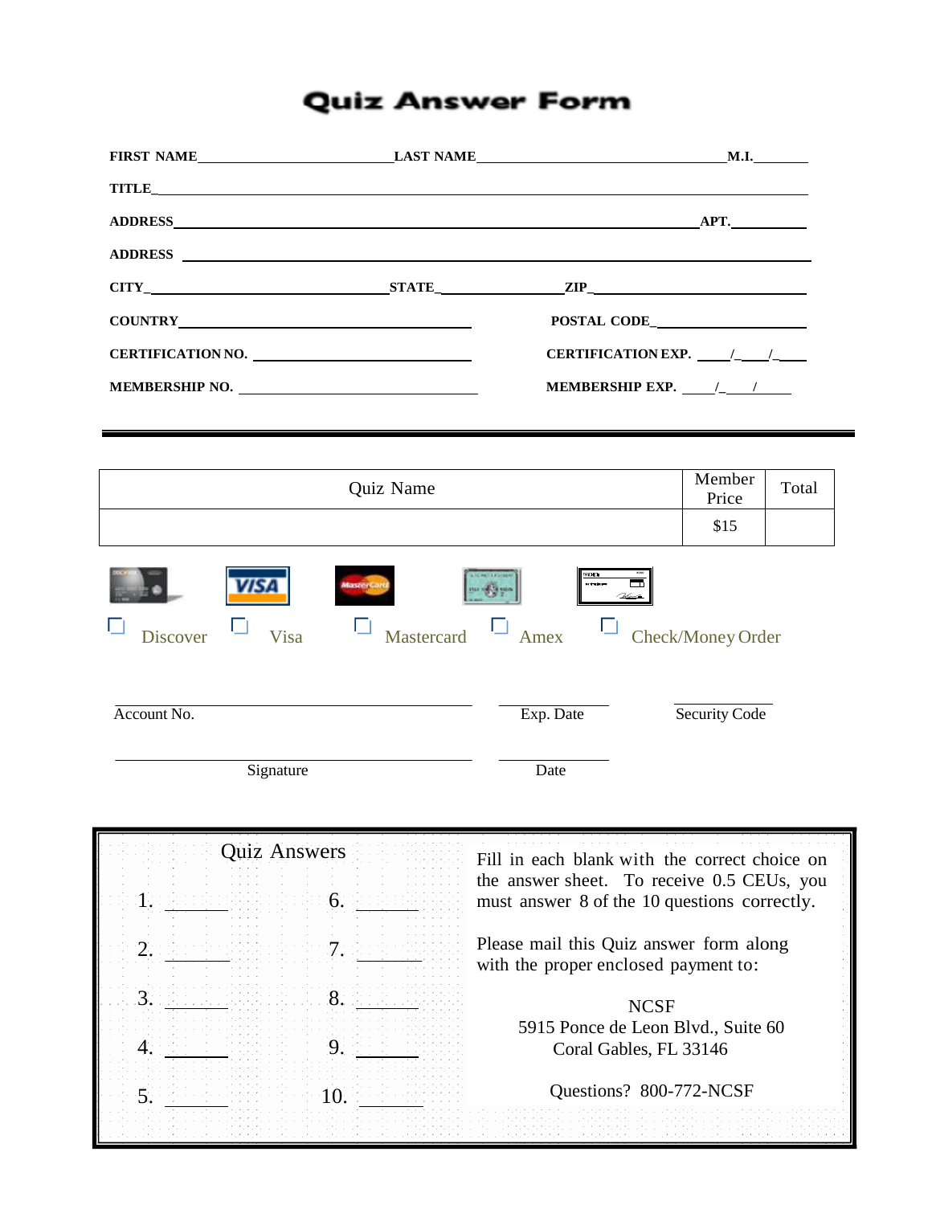# Quiz Answer Form

FIRST NAME_______________________ LAST NAME_______________________ M.I.________

TITLE_______________________________________________

ADDRESS_______________________________________________ APT.__________

ADDRESS _______________________________________________

CITY_______________________ STATE_______________ ZIP_______________________

COUNTRY_______________________ POSTAL CODE_______________________

CERTIFICATION NO. _______________________ CERTIFICATION EXP. ____/____/____

MEMBERSHIP NO. _______________________ MEMBERSHIP EXP. ____/____/____

| Quiz Name | Member Price | Total |
|---|---|---|
| | $15 | |

☐ Discover ☐ Visa ☐ Mastercard ☐ Amex ☐ Check/Money Order

_______________________ Account No.    __________ Exp. Date    __________ Security Code

_______________________ Signature    __________ Date

## Quiz Answers

1. ______  6. ______
2. ______  7. ______
3. ______  8. ______
4. ______  9. ______
5. ______  10. ______

Fill in each blank with the correct choice on the answer sheet. To receive 0.5 CEUs, you must answer 8 of the 10 questions correctly.

Please mail this Quiz answer form along with the proper enclosed payment to:

NCSF
5915 Ponce de Leon Blvd., Suite 60
Coral Gables, FL 33146

Questions? 800-772-NCSF